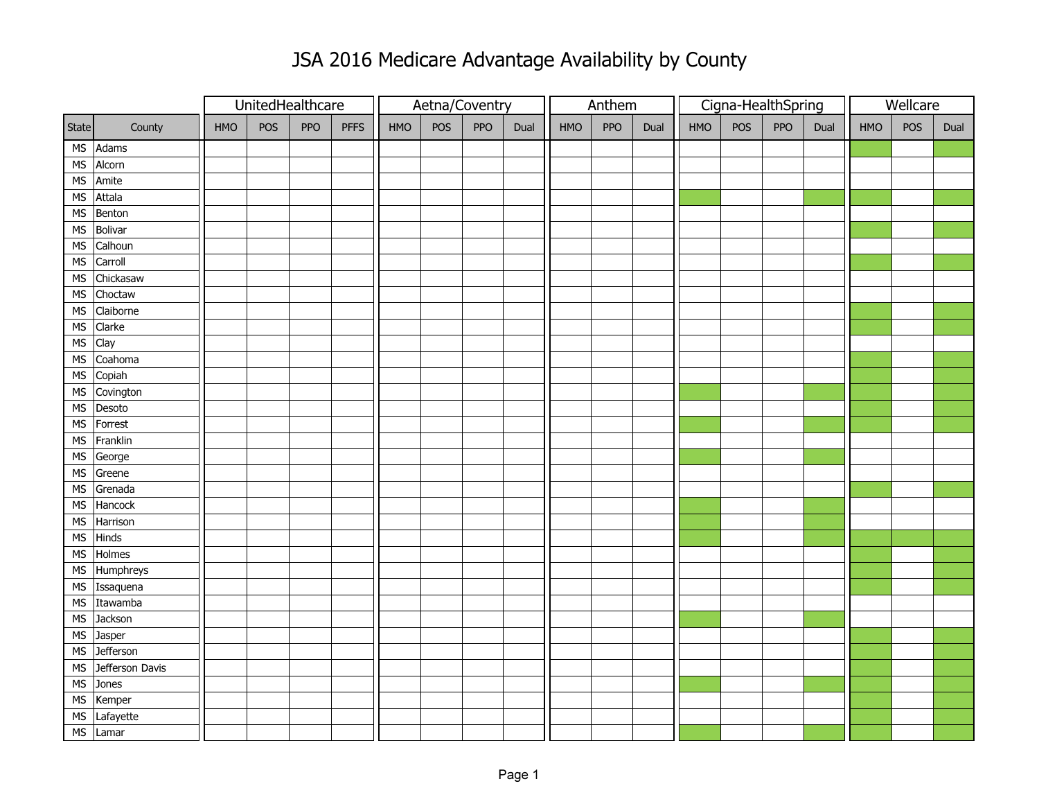# JSA 2016 Medicare Advantage Availability by County

(● = plan type available, shown as shaded cell in source)

| State | County | UnitedHealthcare | | | | Aetna/Coventry | | | | Anthem | | | Cigna-HealthSpring | | | | Wellcare | | |
|---|---|---|---|---|---|---|---|---|---|---|---|---|---|---|---|---|---|---|---|
| | | HMO | POS | PPO | PFFS | HMO | POS | PPO | Dual | HMO | PPO | Dual | HMO | POS | PPO | Dual | HMO | POS | Dual |
| MS | Adams | | | | | | | | | | | | | | | | ● | | ● |
| MS | Alcorn | | | | | | | | | | | | | | | | | | |
| MS | Amite | | | | | | | | | | | | | | | | | | |
| MS | Attala | | | | | | | | | | | | ● | | | ● | ● | | ● |
| MS | Benton | | | | | | | | | | | | | | | | | | |
| MS | Bolivar | | | | | | | | | | | | | | | | ● | | ● |
| MS | Calhoun | | | | | | | | | | | | | | | | | | |
| MS | Carroll | | | | | | | | | | | | | | | | ● | | ● |
| MS | Chickasaw | | | | | | | | | | | | | | | | | | |
| MS | Choctaw | | | | | | | | | | | | | | | | | | |
| MS | Claiborne | | | | | | | | | | | | | | | | ● | | ● |
| MS | Clarke | | | | | | | | | | | | | | | | ● | | ● |
| MS | Clay | | | | | | | | | | | | | | | | | | |
| MS | Coahoma | | | | | | | | | | | | | | | | ● | | ● |
| MS | Copiah | | | | | | | | | | | | | | | | ● | | ● |
| MS | Covington | | | | | | | | | | | | ● | | | ● | ● | | ● |
| MS | Desoto | | | | | | | | | | | | | | | | ● | | ● |
| MS | Forrest | | | | | | | | | | | | ● | | | ● | ● | | ● |
| MS | Franklin | | | | | | | | | | | | | | | | | | |
| MS | George | | | | | | | | | | | | ● | | | ● | | | |
| MS | Greene | | | | | | | | | | | | | | | | | | |
| MS | Grenada | | | | | | | | | | | | | | | | ● | | ● |
| MS | Hancock | | | | | | | | | | | | ● | | | ● | | | |
| MS | Harrison | | | | | | | | | | | | ● | | | ● | | | |
| MS | Hinds | | | | | | | | | | | | ● | | | ● | ● | ● | ● |
| MS | Holmes | | | | | | | | | | | | | | | | ● | | ● |
| MS | Humphreys | | | | | | | | | | | | | | | | ● | | ● |
| MS | Issaquena | | | | | | | | | | | | | | | | ● | | ● |
| MS | Itawamba | | | | | | | | | | | | | | | | | | |
| MS | Jackson | | | | | | | | | | | | ● | | | ● | | | |
| MS | Jasper | | | | | | | | | | | | | | | | ● | | ● |
| MS | Jefferson | | | | | | | | | | | | | | | | ● | | ● |
| MS | Jefferson Davis | | | | | | | | | | | | | | | | ● | | ● |
| MS | Jones | | | | | | | | | | | | ● | | | ● | ● | | ● |
| MS | Kemper | | | | | | | | | | | | | | | | ● | | ● |
| MS | Lafayette | | | | | | | | | | | | | | | | ● | | ● |
| MS | Lamar | | | | | | | | | | | | ● | | | ● | ● | | ● |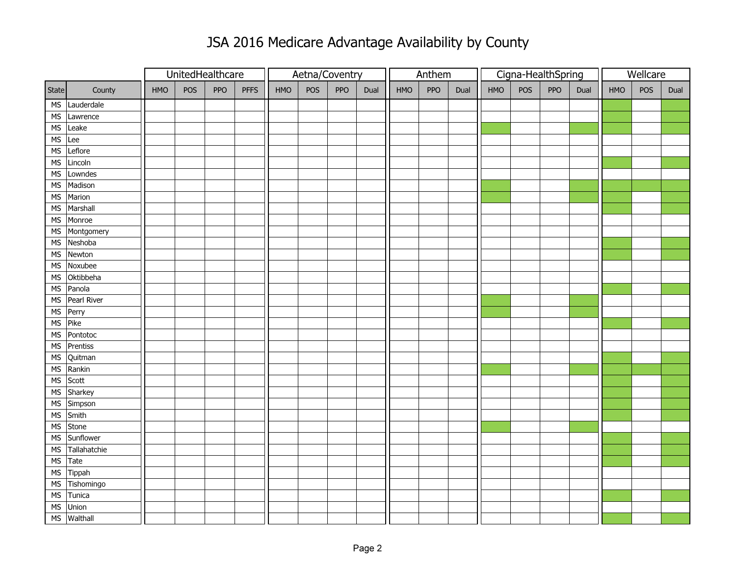# JSA 2016 Medicare Advantage Availability by County

Filled (green) cells in the source are marked with X.

| | | UnitedHealthcare | | | | Aetna/Coventry | | | | Anthem | | | Cigna-HealthSpring | | | | Wellcare | | |
|---|---|---|---|---|---|---|---|---|---|---|---|---|---|---|---|---|---|---|---|
| State | County | HMO | POS | PPO | PFFS | HMO | POS | PPO | Dual | HMO | PPO | Dual | HMO | POS | PPO | Dual | HMO | POS | Dual |
| MS | Lauderdale | | | | | | | | | | | | | | | | X | | X |
| MS | Lawrence | | | | | | | | | | | | | | | | X | | X |
| MS | Leake | | | | | | | | | | | | X | | | X | X | | X |
| MS | Lee | | | | | | | | | | | | | | | | | | |
| MS | Leflore | | | | | | | | | | | | | | | | | | |
| MS | Lincoln | | | | | | | | | | | | | | | | X | | X |
| MS | Lowndes | | | | | | | | | | | | | | | | | | |
| MS | Madison | | | | | | | | | | | | X | | | X | X | X | X |
| MS | Marion | | | | | | | | | | | | X | | | X | X | | X |
| MS | Marshall | | | | | | | | | | | | | | | | X | | X |
| MS | Monroe | | | | | | | | | | | | | | | | | | |
| MS | Montgomery | | | | | | | | | | | | | | | | | | |
| MS | Neshoba | | | | | | | | | | | | | | | | X | | X |
| MS | Newton | | | | | | | | | | | | | | | | X | | X |
| MS | Noxubee | | | | | | | | | | | | | | | | | | |
| MS | Oktibbeha | | | | | | | | | | | | | | | | | | |
| MS | Panola | | | | | | | | | | | | | | | | X | | X |
| MS | Pearl River | | | | | | | | | | | | X | | | X | | | |
| MS | Perry | | | | | | | | | | | | X | | | X | | | |
| MS | Pike | | | | | | | | | | | | | | | | X | | X |
| MS | Pontotoc | | | | | | | | | | | | | | | | | | |
| MS | Prentiss | | | | | | | | | | | | | | | | | | |
| MS | Quitman | | | | | | | | | | | | | | | | X | | X |
| MS | Rankin | | | | | | | | | | | | X | | | X | X | X | X |
| MS | Scott | | | | | | | | | | | | | | | | X | | X |
| MS | Sharkey | | | | | | | | | | | | | | | | X | | X |
| MS | Simpson | | | | | | | | | | | | | | | | X | | X |
| MS | Smith | | | | | | | | | | | | | | | | X | | X |
| MS | Stone | | | | | | | | | | | | X | | | X | | | |
| MS | Sunflower | | | | | | | | | | | | | | | | X | | X |
| MS | Tallahatchie | | | | | | | | | | | | | | | | X | | X |
| MS | Tate | | | | | | | | | | | | | | | | X | | X |
| MS | Tippah | | | | | | | | | | | | | | | | | | |
| MS | Tishomingo | | | | | | | | | | | | | | | | | | |
| MS | Tunica | | | | | | | | | | | | | | | | X | | X |
| MS | Union | | | | | | | | | | | | | | | | | | |
| MS | Walthall | | | | | | | | | | | | | | | | X | | X |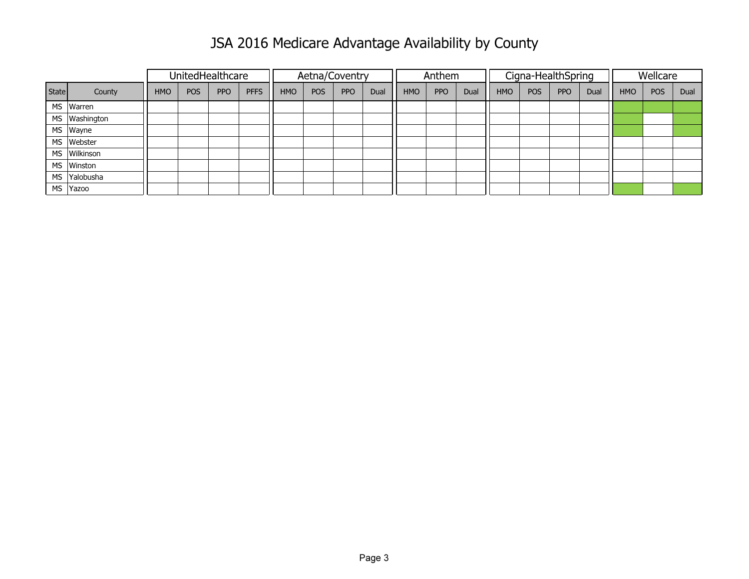# JSA 2016 Medicare Advantage Availability by County

| | | UnitedHealthcare | | | | Aetna/Coventry | | | | Anthem | | | Cigna-HealthSpring | | | | Wellcare | | |
|---|---|---|---|---|---|---|---|---|---|---|---|---|---|---|---|---|---|---|---|
| State | County | HMO | POS | PPO | PFFS | HMO | POS | PPO | Dual | HMO | PPO | Dual | HMO | POS | PPO | Dual | HMO | POS | Dual |
| MS | Warren | | | | | | | | | | | | | | | | | | |
| MS | Washington | | | | | | | | | | | | | | | | | | |
| MS | Wayne | | | | | | | | | | | | | | | | | | |
| MS | Webster | | | | | | | | | | | | | | | | | | |
| MS | Wilkinson | | | | | | | | | | | | | | | | | | |
| MS | Winston | | | | | | | | | | | | | | | | | | |
| MS | Yalobusha | | | | | | | | | | | | | | | | | | |
| MS | Yazoo | | | | | | | | | | | | | | | | | | |